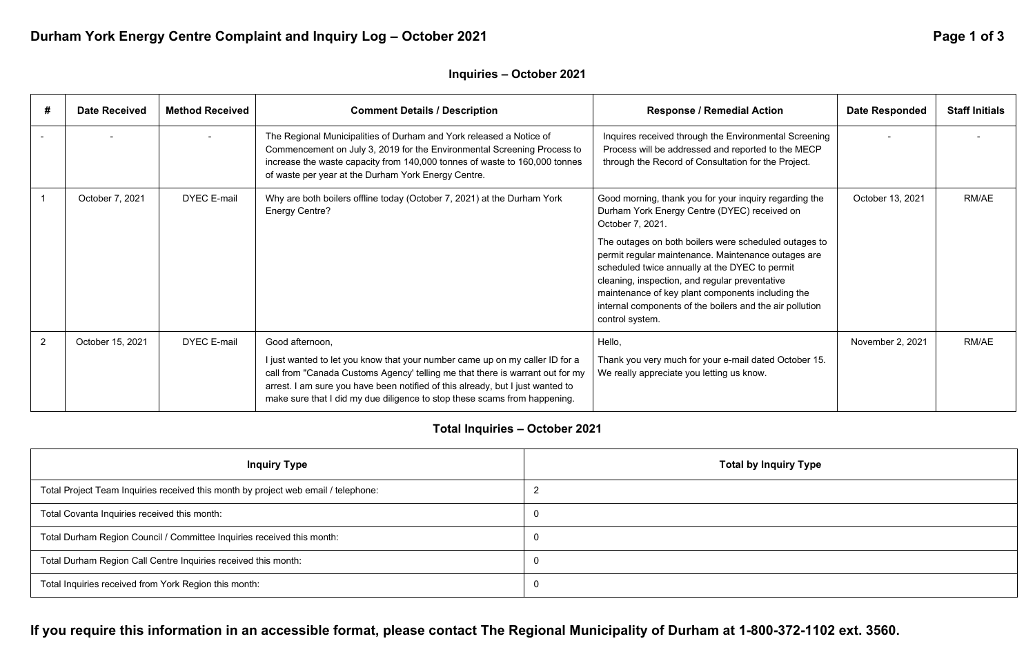# Durham York Energy Centre Complaint and Inquiry Log – October 2021

## Inquiries – October 2021

| # | Date Received | Method Received | Comment Details / Description | Response / Remedial Action | Date Responded | Staff Initials |
|---|---|---|---|---|---|---|
| - | - | - | The Regional Municipalities of Durham and York released a Notice of Commencement on July 3, 2019 for the Environmental Screening Process to increase the waste capacity from 140,000 tonnes of waste to 160,000 tonnes of waste per year at the Durham York Energy Centre. | Inquires received through the Environmental Screening Process will be addressed and reported to the MECP through the Record of Consultation for the Project. | - | - |
| 1 | October 7, 2021 | DYEC E-mail | Why are both boilers offline today (October 7, 2021) at the Durham York Energy Centre? | Good morning, thank you for your inquiry regarding the Durham York Energy Centre (DYEC) received on October 7, 2021. The outages on both boilers were scheduled outages to permit regular maintenance. Maintenance outages are scheduled twice annually at the DYEC to permit cleaning, inspection, and regular preventative maintenance of key plant components including the internal components of the boilers and the air pollution control system. | October 13, 2021 | RM/AE |
| 2 | October 15, 2021 | DYEC E-mail | Good afternoon, I just wanted to let you know that your number came up on my caller ID for a call from "Canada Customs Agency' telling me that there is warrant out for my arrest. I am sure you have been notified of this already, but I just wanted to make sure that I did my due diligence to stop these scams from happening. | Hello, Thank you very much for your e-mail dated October 15. We really appreciate you letting us know. | November 2, 2021 | RM/AE |

## Total Inquiries – October 2021

| Inquiry Type | Total by Inquiry Type |
|---|---|
| Total Project Team Inquiries received this month by project web email / telephone: | 2 |
| Total Covanta Inquiries received this month: | 0 |
| Total Durham Region Council / Committee Inquiries received this month: | 0 |
| Total Durham Region Call Centre Inquiries received this month: | 0 |
| Total Inquiries received from York Region this month: | 0 |

**If you require this information in an accessible format, please contact The Regional Municipality of Durham at 1-800-372-1102 ext. 3560.**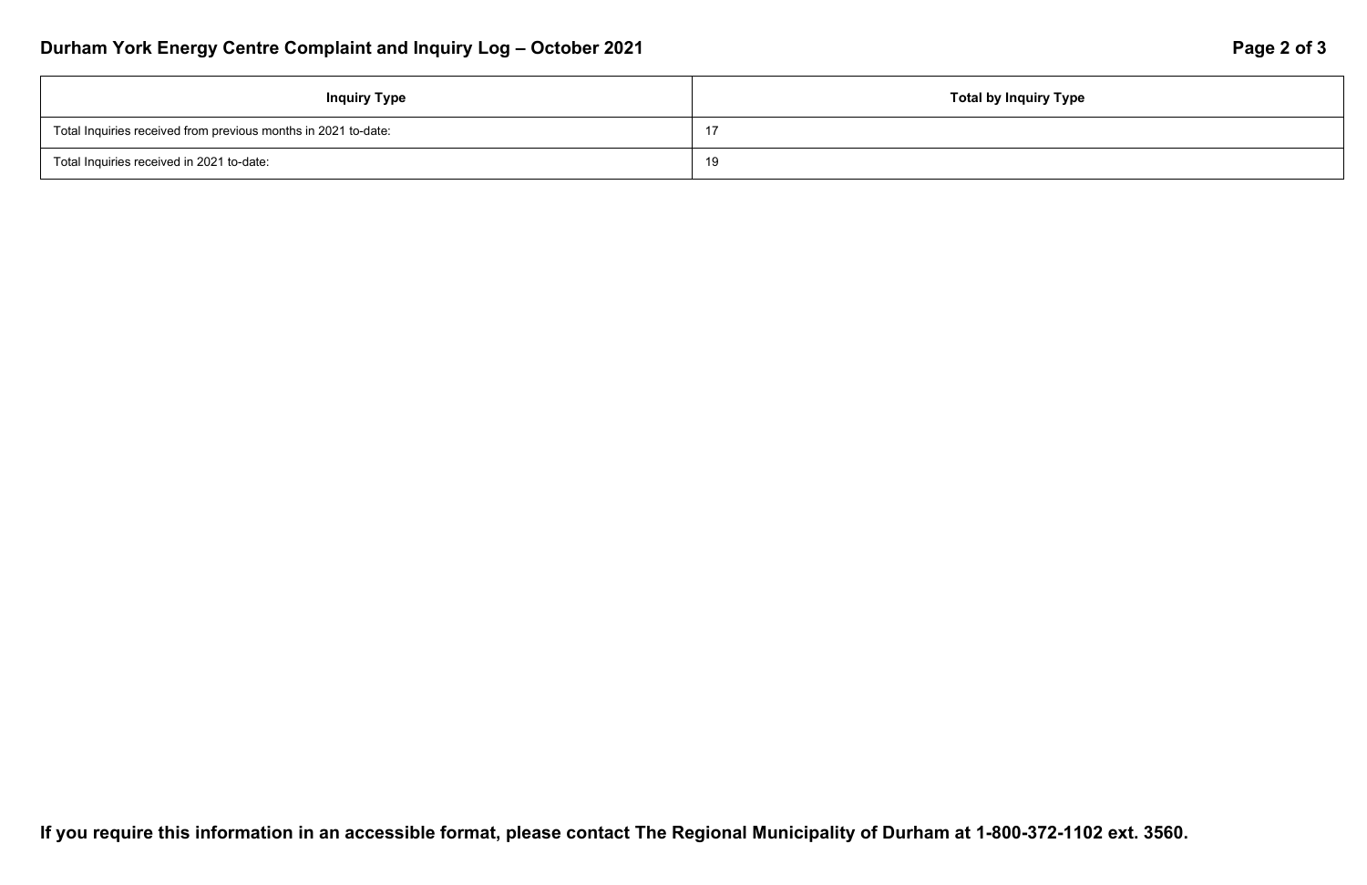| Inquiry Type | Total by Inquiry Type |
| --- | --- |
| Total Inquiries received from previous months in 2021 to-date: | 17 |
| Total Inquiries received in 2021 to-date: | 19 |

**If you require this information in an accessible format, please contact The Regional Municipality of Durham at 1-800-372-1102 ext. 3560.**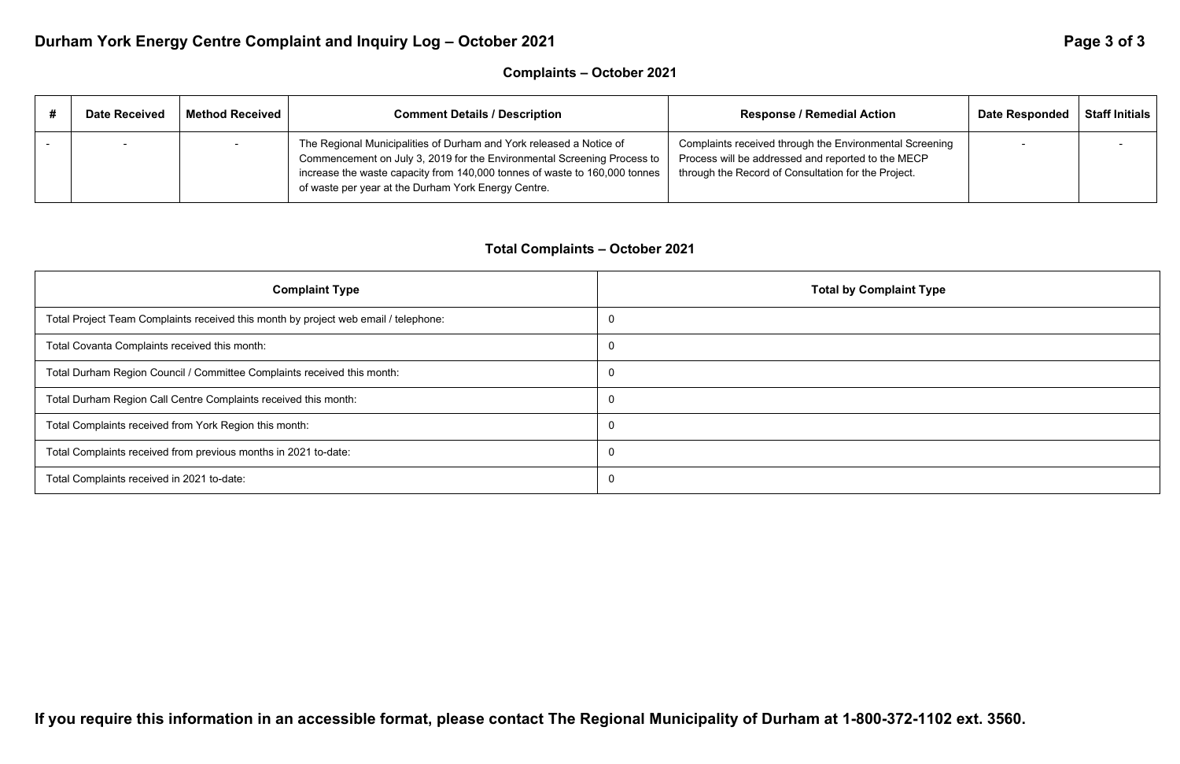## Complaints – October 2021

| # | Date Received | Method Received | Comment Details / Description | Response / Remedial Action | Date Responded | Staff Initials |
|---|---|---|---|---|---|---|
| - | - | - | The Regional Municipalities of Durham and York released a Notice of Commencement on July 3, 2019 for the Environmental Screening Process to increase the waste capacity from 140,000 tonnes of waste to 160,000 tonnes of waste per year at the Durham York Energy Centre. | Complaints received through the Environmental Screening Process will be addressed and reported to the MECP through the Record of Consultation for the Project. | - | - |

## Total Complaints – October 2021

| Complaint Type | Total by Complaint Type |
|---|---|
| Total Project Team Complaints received this month by project web email / telephone: | 0 |
| Total Covanta Complaints received this month: | 0 |
| Total Durham Region Council / Committee Complaints received this month: | 0 |
| Total Durham Region Call Centre Complaints received this month: | 0 |
| Total Complaints received from York Region this month: | 0 |
| Total Complaints received from previous months in 2021 to-date: | 0 |
| Total Complaints received in 2021 to-date: | 0 |

**If you require this information in an accessible format, please contact The Regional Municipality of Durham at 1-800-372-1102 ext. 3560.**